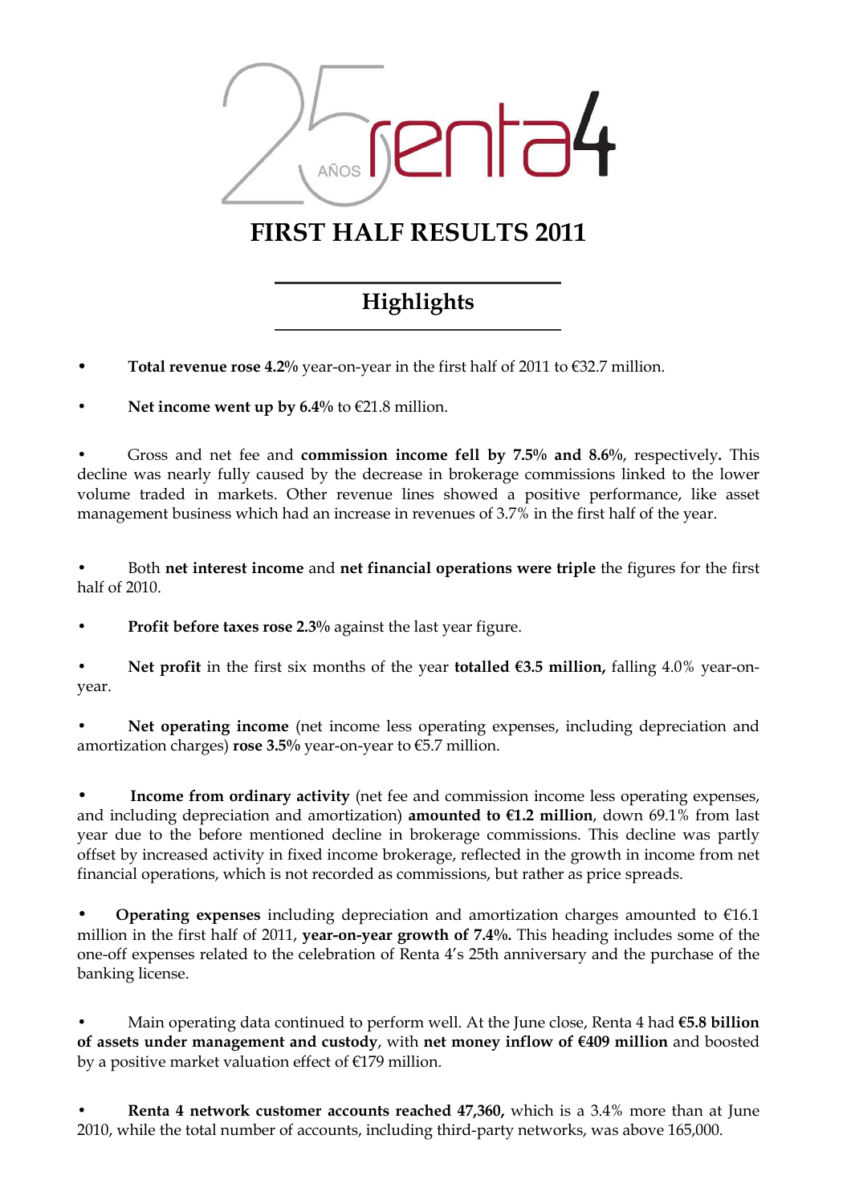# FIRST HALF RESULTS 2011

## Highlights

- **Total revenue rose 4.2%** year-on-year in the first half of 2011 to €32.7 million.

- **Net income went up by 6.4%** to €21.8 million.

- Gross and net fee and **commission income fell by 7.5% and 8.6%**, respectively**.** This decline was nearly fully caused by the decrease in brokerage commissions linked to the lower volume traded in markets. Other revenue lines showed a positive performance, like asset management business which had an increase in revenues of 3.7% in the first half of the year.

- Both **net interest income** and **net financial operations were triple** the figures for the first half of 2010.

- **Profit before taxes rose 2.3%** against the last year figure.

- **Net profit** in the first six months of the year **totalled €3.5 million,** falling 4.0% year-on-year.

- **Net operating income** (net income less operating expenses, including depreciation and amortization charges) **rose 3.5%** year-on-year to €5.7 million.

- **Income from ordinary activity** (net fee and commission income less operating expenses, and including depreciation and amortization) **amounted to €1.2 million**, down 69.1% from last year due to the before mentioned decline in brokerage commissions. This decline was partly offset by increased activity in fixed income brokerage, reflected in the growth in income from net financial operations, which is not recorded as commissions, but rather as price spreads.

- **Operating expenses** including depreciation and amortization charges amounted to €16.1 million in the first half of 2011, **year-on-year growth of 7.4%.** This heading includes some of the one-off expenses related to the celebration of Renta 4's 25th anniversary and the purchase of the banking license.

- Main operating data continued to perform well. At the June close, Renta 4 had **€5.8 billion of assets under management and custody**, with **net money inflow of €409 million** and boosted by a positive market valuation effect of €179 million.

- **Renta 4 network customer accounts reached 47,360,** which is a 3.4% more than at June 2010, while the total number of accounts, including third-party networks, was above 165,000.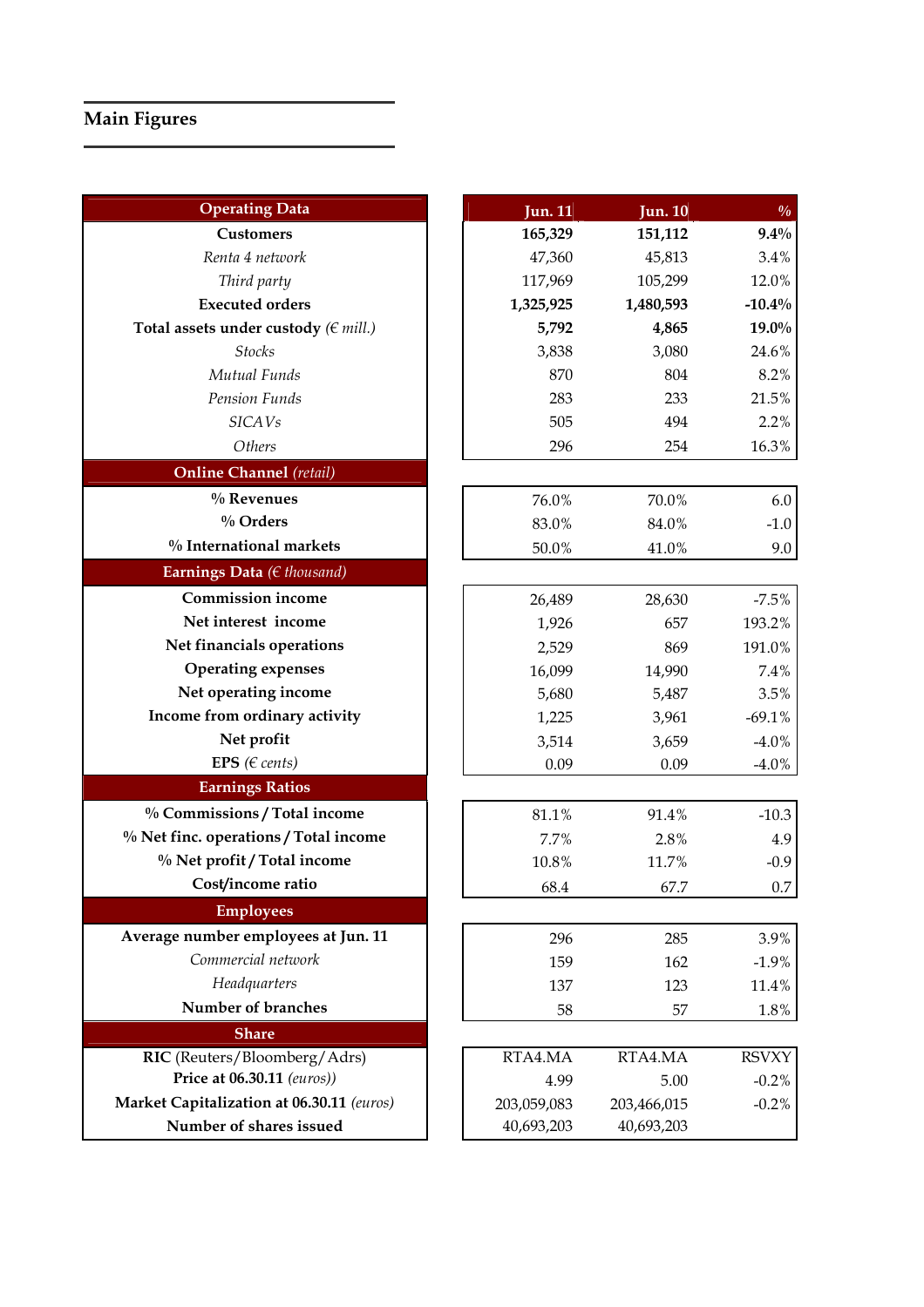## Main Figures

| Operating Data | Jun. 11 | Jun. 10 | % |
|---|---|---|---|
| **Customers** | **165,329** | **151,112** | **9.4%** |
| *Renta 4 network* | 47,360 | 45,813 | 3.4% |
| *Third party* | 117,969 | 105,299 | 12.0% |
| **Executed orders** | **1,325,925** | **1,480,593** | **-10.4%** |
| **Total assets under custody** *(€ mill.)* | **5,792** | **4,865** | **19.0%** |
| *Stocks* | 3,838 | 3,080 | 24.6% |
| *Mutual Funds* | 870 | 804 | 8.2% |
| *Pension Funds* | 283 | 233 | 21.5% |
| *SICAVs* | 505 | 494 | 2.2% |
| *Others* | 296 | 254 | 16.3% |
| **Online Channel** *(retail)* | | | |
| **% Revenues** | 76.0% | 70.0% | 6.0 |
| **% Orders** | 83.0% | 84.0% | -1.0 |
| **% International markets** | 50.0% | 41.0% | 9.0 |
| **Earnings Data** *(€ thousand)* | | | |
| **Commission income** | 26,489 | 28,630 | -7.5% |
| **Net interest income** | 1,926 | 657 | 193.2% |
| **Net financials operations** | 2,529 | 869 | 191.0% |
| **Operating expenses** | 16,099 | 14,990 | 7.4% |
| **Net operating income** | 5,680 | 5,487 | 3.5% |
| **Income from ordinary activity** | 1,225 | 3,961 | -69.1% |
| **Net profit** | 3,514 | 3,659 | -4.0% |
| **EPS** *(€ cents)* | 0.09 | 0.09 | -4.0% |
| **Earnings Ratios** | | | |
| **% Commissions / Total income** | 81.1% | 91.4% | -10.3 |
| **% Net finc. operations / Total income** | 7.7% | 2.8% | 4.9 |
| **% Net profit / Total income** | 10.8% | 11.7% | -0.9 |
| **Cost/income ratio** | 68.4 | 67.7 | 0.7 |
| **Employees** | | | |
| **Average number employees at Jun. 11** | 296 | 285 | 3.9% |
| *Commercial network* | 159 | 162 | -1.9% |
| *Headquarters* | 137 | 123 | 11.4% |
| **Number of branches** | 58 | 57 | 1.8% |
| **Share** | | | |
| **RIC** (Reuters/Bloomberg/Adrs) | RTA4.MA | RTA4.MA | RSVXY |
| **Price at 06.30.11** *(euros))* | 4.99 | 5.00 | -0.2% |
| **Market Capitalization at 06.30.11** *(euros)* | 203,059,083 | 203,466,015 | -0.2% |
| **Number of shares issued** | 40,693,203 | 40,693,203 | |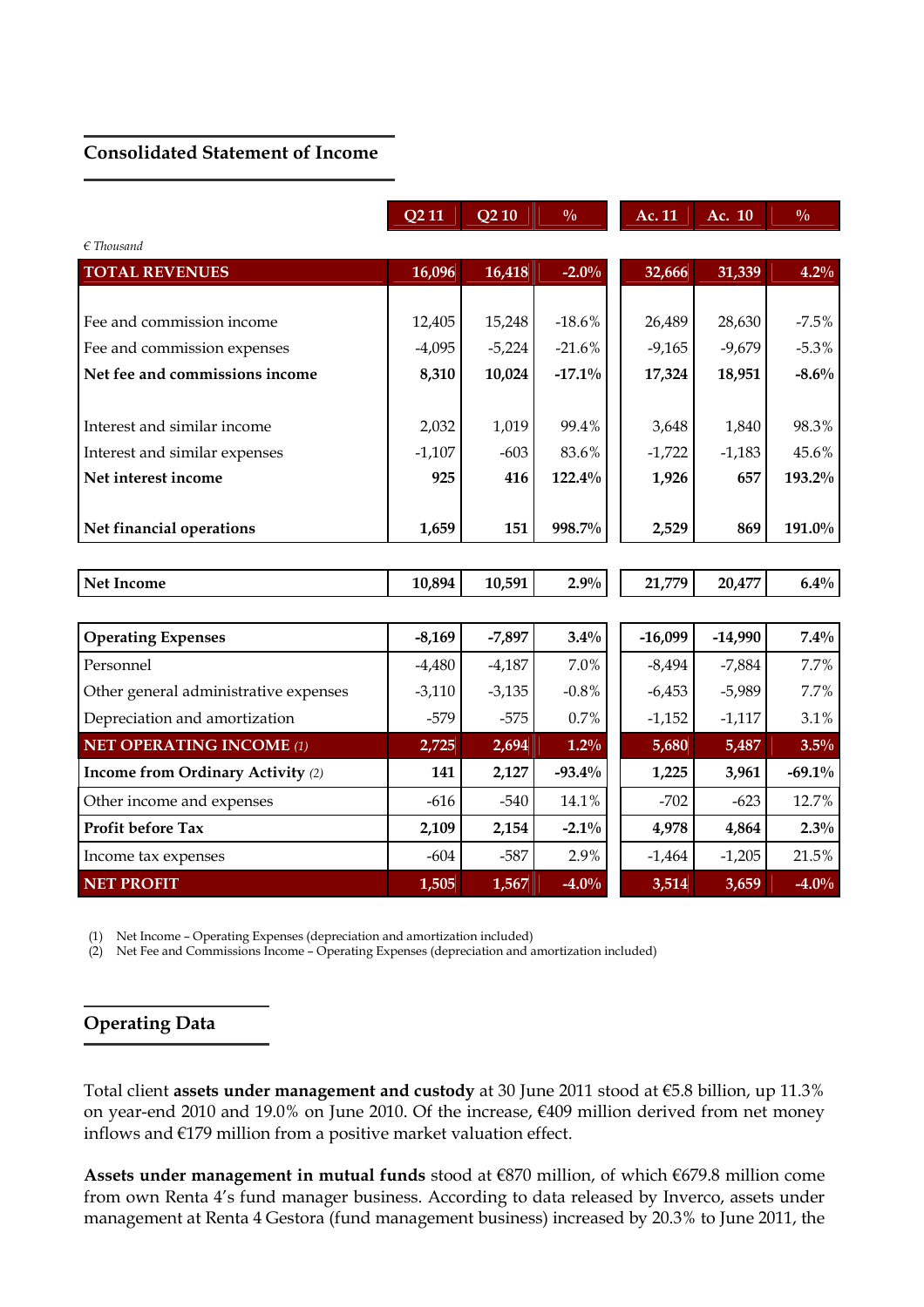## Consolidated Statement of Income

| *€ Thousand* | Q2 11 | Q2 10 | % | Ac. 11 | Ac. 10 | % |
|---|---|---|---|---|---|---|
| **TOTAL REVENUES** | **16,096** | **16,418** | **-2.0%** | **32,666** | **31,339** | **4.2%** |
| Fee and commission income | 12,405 | 15,248 | -18.6% | 26,489 | 28,630 | -7.5% |
| Fee and commission expenses | -4,095 | -5,224 | -21.6% | -9,165 | -9,679 | -5.3% |
| **Net fee and commissions income** | **8,310** | **10,024** | **-17.1%** | **17,324** | **18,951** | **-8.6%** |
| Interest and similar income | 2,032 | 1,019 | 99.4% | 3,648 | 1,840 | 98.3% |
| Interest and similar expenses | -1,107 | -603 | 83.6% | -1,722 | -1,183 | 45.6% |
| **Net interest income** | **925** | **416** | **122.4%** | **1,926** | **657** | **193.2%** |
| **Net financial operations** | **1,659** | **151** | **998.7%** | **2,529** | **869** | **191.0%** |
| **Net Income** | **10,894** | **10,591** | **2.9%** | **21,779** | **20,477** | **6.4%** |
| **Operating Expenses** | **-8,169** | **-7,897** | **3.4%** | **-16,099** | **-14,990** | **7.4%** |
| Personnel | -4,480 | -4,187 | 7.0% | -8,494 | -7,884 | 7.7% |
| Other general administrative expenses | -3,110 | -3,135 | -0.8% | -6,453 | -5,989 | 7.7% |
| Depreciation and amortization | -579 | -575 | 0.7% | -1,152 | -1,117 | 3.1% |
| **NET OPERATING INCOME** *(1)* | **2,725** | **2,694** | **1.2%** | **5,680** | **5,487** | **3.5%** |
| **Income from Ordinary Activity** *(2)* | **141** | **2,127** | **-93.4%** | **1,225** | **3,961** | **-69.1%** |
| Other income and expenses | -616 | -540 | 14.1% | -702 | -623 | 12.7% |
| **Profit before Tax** | **2,109** | **2,154** | **-2.1%** | **4,978** | **4,864** | **2.3%** |
| Income tax expenses | -604 | -587 | 2.9% | -1,464 | -1,205 | 21.5% |
| **NET PROFIT** | **1,505** | **1,567** | **-4.0%** | **3,514** | **3,659** | **-4.0%** |

(1) Net Income – Operating Expenses (depreciation and amortization included)
(2) Net Fee and Commissions Income – Operating Expenses (depreciation and amortization included)

## Operating Data

Total client **assets under management and custody** at 30 June 2011 stood at €5.8 billion, up 11.3% on year-end 2010 and 19.0% on June 2010. Of the increase, €409 million derived from net money inflows and €179 million from a positive market valuation effect.

**Assets under management in mutual funds** stood at €870 million, of which €679.8 million come from own Renta 4's fund manager business. According to data released by Inverco, assets under management at Renta 4 Gestora (fund management business) increased by 20.3% to June 2011, the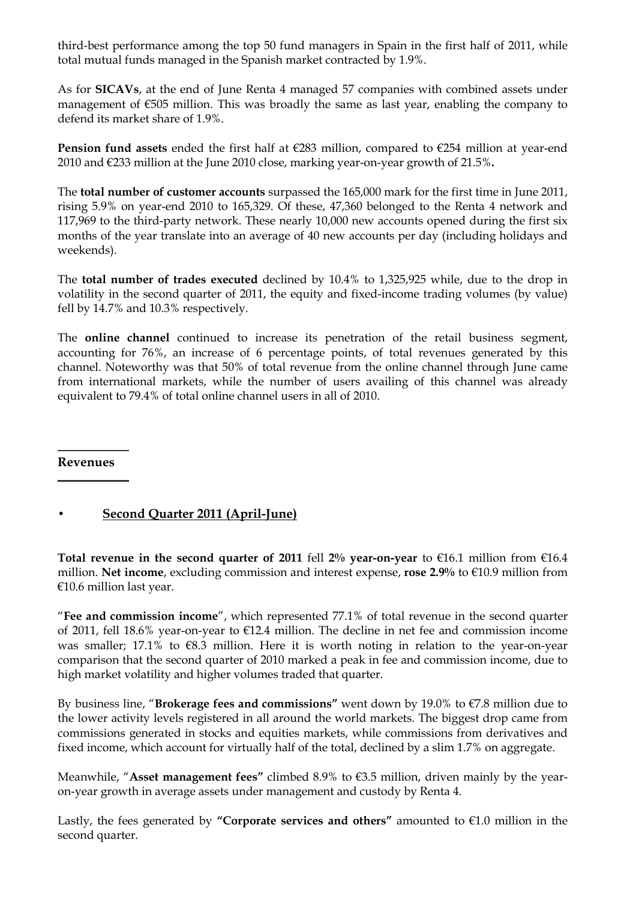third-best performance among the top 50 fund managers in Spain in the first half of 2011, while total mutual funds managed in the Spanish market contracted by 1.9%.

As for **SICAVs**, at the end of June Renta 4 managed 57 companies with combined assets under management of €505 million. This was broadly the same as last year, enabling the company to defend its market share of 1.9%.

**Pension fund assets** ended the first half at €283 million, compared to €254 million at year-end 2010 and €233 million at the June 2010 close, marking year-on-year growth of 21.5%**.**

The **total number of customer accounts** surpassed the 165,000 mark for the first time in June 2011, rising 5.9% on year-end 2010 to 165,329. Of these, 47,360 belonged to the Renta 4 network and 117,969 to the third-party network. These nearly 10,000 new accounts opened during the first six months of the year translate into an average of 40 new accounts per day (including holidays and weekends).

The **total number of trades executed** declined by 10.4% to 1,325,925 while, due to the drop in volatility in the second quarter of 2011, the equity and fixed-income trading volumes (by value) fell by 14.7% and 10.3% respectively.

The **online channel** continued to increase its penetration of the retail business segment, accounting for 76%, an increase of 6 percentage points, of total revenues generated by this channel. Noteworthy was that 50% of total revenue from the online channel through June came from international markets, while the number of users availing of this channel was already equivalent to 79.4% of total online channel users in all of 2010.

## Revenues

- **Second Quarter 2011 (April-June)**

**Total revenue in the second quarter of 2011** fell **2% year-on-year** to €16.1 million from €16.4 million. **Net income**, excluding commission and interest expense, **rose 2.9%** to €10.9 million from €10.6 million last year.

"**Fee and commission income**", which represented 77.1% of total revenue in the second quarter of 2011, fell 18.6% year-on-year to €12.4 million. The decline in net fee and commission income was smaller; 17.1% to €8.3 million. Here it is worth noting in relation to the year-on-year comparison that the second quarter of 2010 marked a peak in fee and commission income, due to high market volatility and higher volumes traded that quarter.

By business line, "**Brokerage fees and commissions"** went down by 19.0% to €7.8 million due to the lower activity levels registered in all around the world markets. The biggest drop came from commissions generated in stocks and equities markets, while commissions from derivatives and fixed income, which account for virtually half of the total, declined by a slim 1.7% on aggregate.

Meanwhile, "**Asset management fees"** climbed 8.9% to €3.5 million, driven mainly by the year-on-year growth in average assets under management and custody by Renta 4.

Lastly, the fees generated by **"Corporate services and others"** amounted to €1.0 million in the second quarter.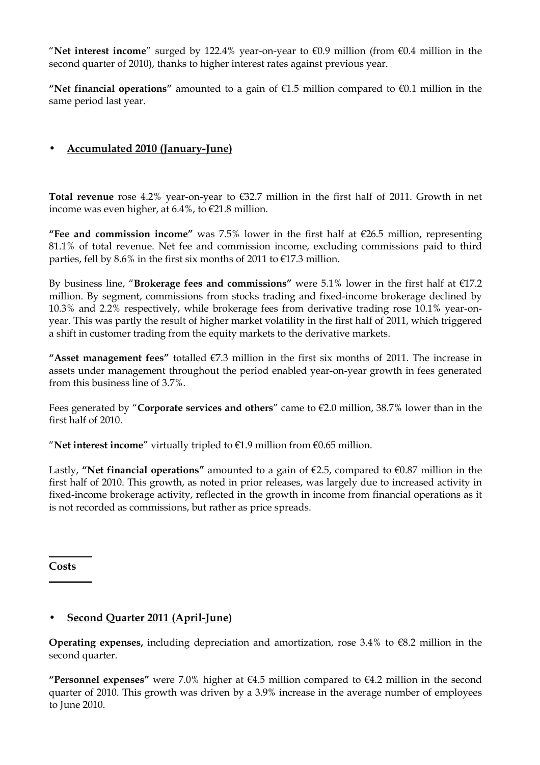"**Net interest income**" surged by 122.4% year-on-year to €0.9 million (from €0.4 million in the second quarter of 2010), thanks to higher interest rates against previous year.

**"Net financial operations"** amounted to a gain of €1.5 million compared to €0.1 million in the same period last year.

- **Accumulated 2010 (January-June)**

**Total revenue** rose 4.2% year-on-year to €32.7 million in the first half of 2011. Growth in net income was even higher, at 6.4%, to €21.8 million.

**"Fee and commission income"** was 7.5% lower in the first half at €26.5 million, representing 81.1% of total revenue. Net fee and commission income, excluding commissions paid to third parties, fell by 8.6% in the first six months of 2011 to €17.3 million.

By business line, "**Brokerage fees and commissions"** were 5.1% lower in the first half at €17.2 million. By segment, commissions from stocks trading and fixed-income brokerage declined by 10.3% and 2.2% respectively, while brokerage fees from derivative trading rose 10.1% year-on-year. This was partly the result of higher market volatility in the first half of 2011, which triggered a shift in customer trading from the equity markets to the derivative markets.

**"Asset management fees"** totalled €7.3 million in the first six months of 2011. The increase in assets under management throughout the period enabled year-on-year growth in fees generated from this business line of 3.7%.

Fees generated by "**Corporate services and others**" came to €2.0 million, 38.7% lower than in the first half of 2010.

"**Net interest income**" virtually tripled to €1.9 million from €0.65 million.

Lastly, **"Net financial operations"** amounted to a gain of €2.5, compared to €0.87 million in the first half of 2010. This growth, as noted in prior releases, was largely due to increased activity in fixed-income brokerage activity, reflected in the growth in income from financial operations as it is not recorded as commissions, but rather as price spreads.

## Costs

- **Second Quarter 2011 (April-June)**

**Operating expenses,** including depreciation and amortization, rose 3.4% to €8.2 million in the second quarter.

**"Personnel expenses"** were 7.0% higher at €4.5 million compared to €4.2 million in the second quarter of 2010. This growth was driven by a 3.9% increase in the average number of employees to June 2010.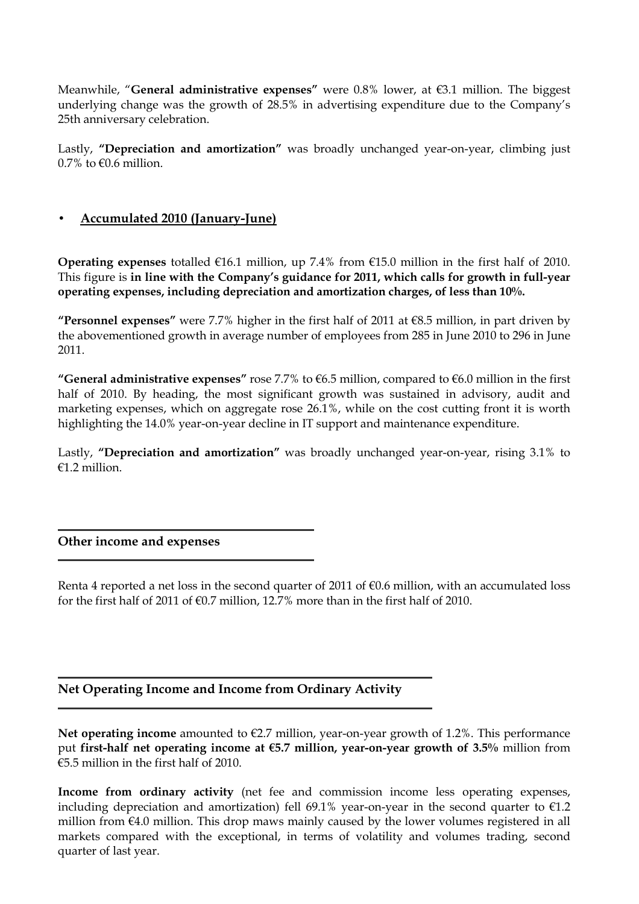Meanwhile, "**General administrative expenses"** were 0.8% lower, at €3.1 million. The biggest underlying change was the growth of 28.5% in advertising expenditure due to the Company's 25th anniversary celebration.

Lastly, **"Depreciation and amortization"** was broadly unchanged year-on-year, climbing just 0.7% to €0.6 million.

- **Accumulated 2010 (January-June)**

**Operating expenses** totalled €16.1 million, up 7.4% from €15.0 million in the first half of 2010. This figure is **in line with the Company's guidance for 2011, which calls for growth in full-year operating expenses, including depreciation and amortization charges, of less than 10%.**

**"Personnel expenses"** were 7.7% higher in the first half of 2011 at €8.5 million, in part driven by the abovementioned growth in average number of employees from 285 in June 2010 to 296 in June 2011.

**"General administrative expenses"** rose 7.7% to €6.5 million, compared to €6.0 million in the first half of 2010. By heading, the most significant growth was sustained in advisory, audit and marketing expenses, which on aggregate rose 26.1%, while on the cost cutting front it is worth highlighting the 14.0% year-on-year decline in IT support and maintenance expenditure.

Lastly, **"Depreciation and amortization"** was broadly unchanged year-on-year, rising 3.1% to €1.2 million.

## Other income and expenses

Renta 4 reported a net loss in the second quarter of 2011 of €0.6 million, with an accumulated loss for the first half of 2011 of €0.7 million, 12.7% more than in the first half of 2010.

## Net Operating Income and Income from Ordinary Activity

**Net operating income** amounted to €2.7 million, year-on-year growth of 1.2%. This performance put **first-half net operating income at €5.7 million, year-on-year growth of 3.5%** million from €5.5 million in the first half of 2010.

**Income from ordinary activity** (net fee and commission income less operating expenses, including depreciation and amortization) fell 69.1% year-on-year in the second quarter to €1.2 million from €4.0 million. This drop maws mainly caused by the lower volumes registered in all markets compared with the exceptional, in terms of volatility and volumes trading, second quarter of last year.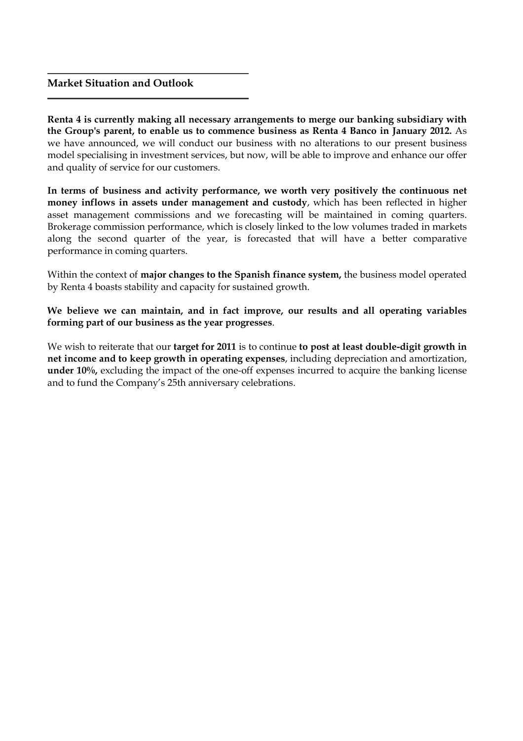## Market Situation and Outlook

**Renta 4 is currently making all necessary arrangements to merge our banking subsidiary with the Group's parent, to enable us to commence business as Renta 4 Banco in January 2012.** As we have announced, we will conduct our business with no alterations to our present business model specialising in investment services, but now, will be able to improve and enhance our offer and quality of service for our customers.

**In terms of business and activity performance, we worth very positively the continuous net money inflows in assets under management and custody**, which has been reflected in higher asset management commissions and we forecasting will be maintained in coming quarters. Brokerage commission performance, which is closely linked to the low volumes traded in markets along the second quarter of the year, is forecasted that will have a better comparative performance in coming quarters.

Within the context of **major changes to the Spanish finance system,** the business model operated by Renta 4 boasts stability and capacity for sustained growth.

**We believe we can maintain, and in fact improve, our results and all operating variables forming part of our business as the year progresses**.

We wish to reiterate that our **target for 2011** is to continue **to post at least double-digit growth in net income and to keep growth in operating expenses**, including depreciation and amortization, **under 10%,** excluding the impact of the one-off expenses incurred to acquire the banking license and to fund the Company's 25th anniversary celebrations.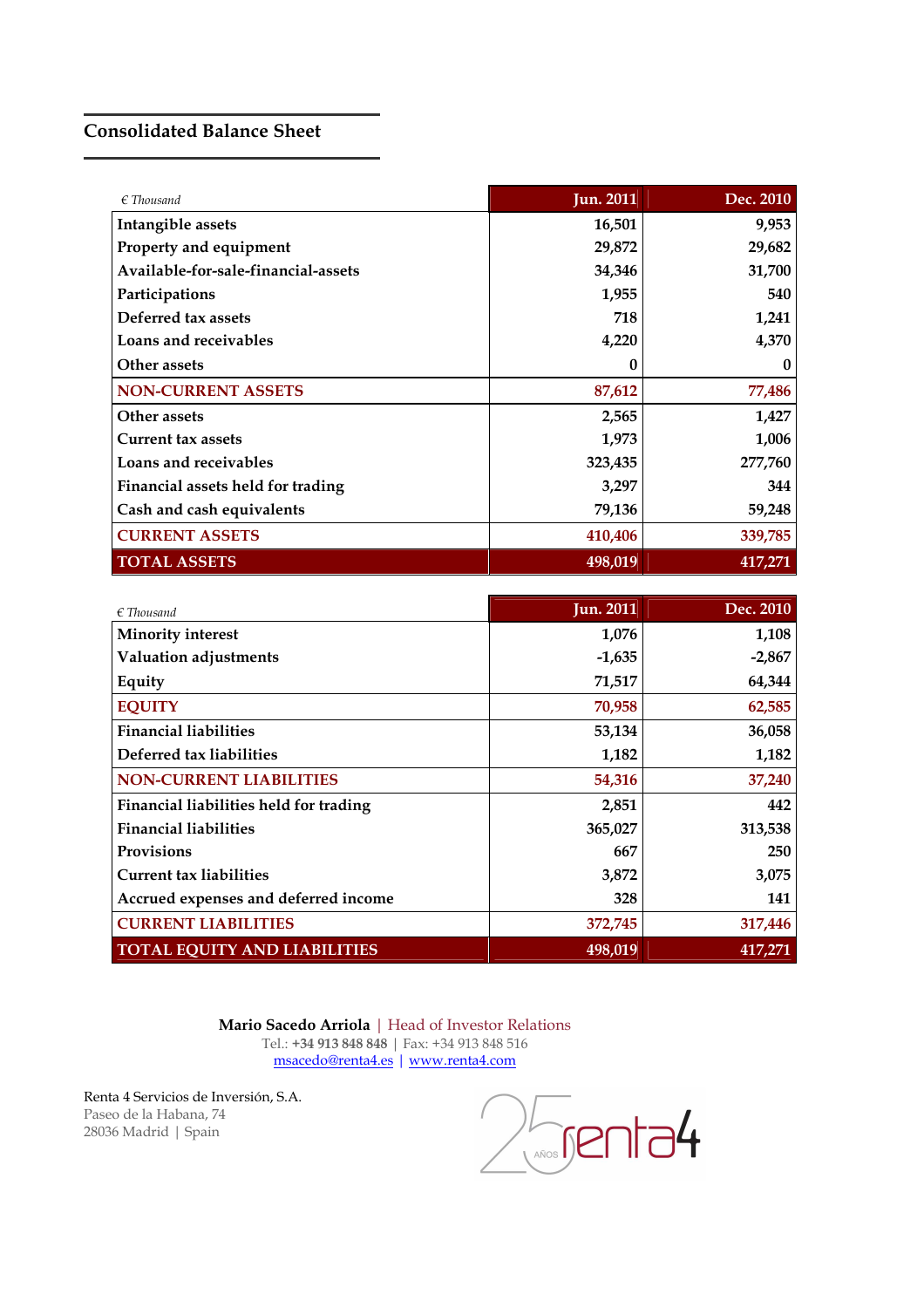## Consolidated Balance Sheet

| *€ Thousand* | Jun. 2011 | Dec. 2010 |
|---|---|---|
| Intangible assets | 16,501 | 9,953 |
| Property and equipment | 29,872 | 29,682 |
| Available-for-sale-financial-assets | 34,346 | 31,700 |
| Participations | 1,955 | 540 |
| Deferred tax assets | 718 | 1,241 |
| Loans and receivables | 4,220 | 4,370 |
| Other assets | 0 | 0 |
| NON-CURRENT ASSETS | 87,612 | 77,486 |
| Other assets | 2,565 | 1,427 |
| Current tax assets | 1,973 | 1,006 |
| Loans and receivables | 323,435 | 277,760 |
| Financial assets held for trading | 3,297 | 344 |
| Cash and cash equivalents | 79,136 | 59,248 |
| CURRENT ASSETS | 410,406 | 339,785 |
| TOTAL ASSETS | 498,019 | 417,271 |

| *€ Thousand* | Jun. 2011 | Dec. 2010 |
|---|---|---|
| Minority interest | 1,076 | 1,108 |
| Valuation adjustments | -1,635 | -2,867 |
| Equity | 71,517 | 64,344 |
| EQUITY | 70,958 | 62,585 |
| Financial liabilities | 53,134 | 36,058 |
| Deferred tax liabilities | 1,182 | 1,182 |
| NON-CURRENT LIABILITIES | 54,316 | 37,240 |
| Financial liabilities held for trading | 2,851 | 442 |
| Financial liabilities | 365,027 | 313,538 |
| Provisions | 667 | 250 |
| Current tax liabilities | 3,872 | 3,075 |
| Accrued expenses and deferred income | 328 | 141 |
| CURRENT LIABILITIES | 372,745 | 317,446 |
| TOTAL EQUITY AND LIABILITIES | 498,019 | 417,271 |

**Mario Sacedo Arriola** | Head of Investor Relations
Tel.: **+34 913 848 848** | Fax: +34 913 848 516
msacedo@renta4.es | www.renta4.com

Renta 4 Servicios de Inversión, S.A.
Paseo de la Habana, 74
28036 Madrid | Spain

25 AÑOS renta4